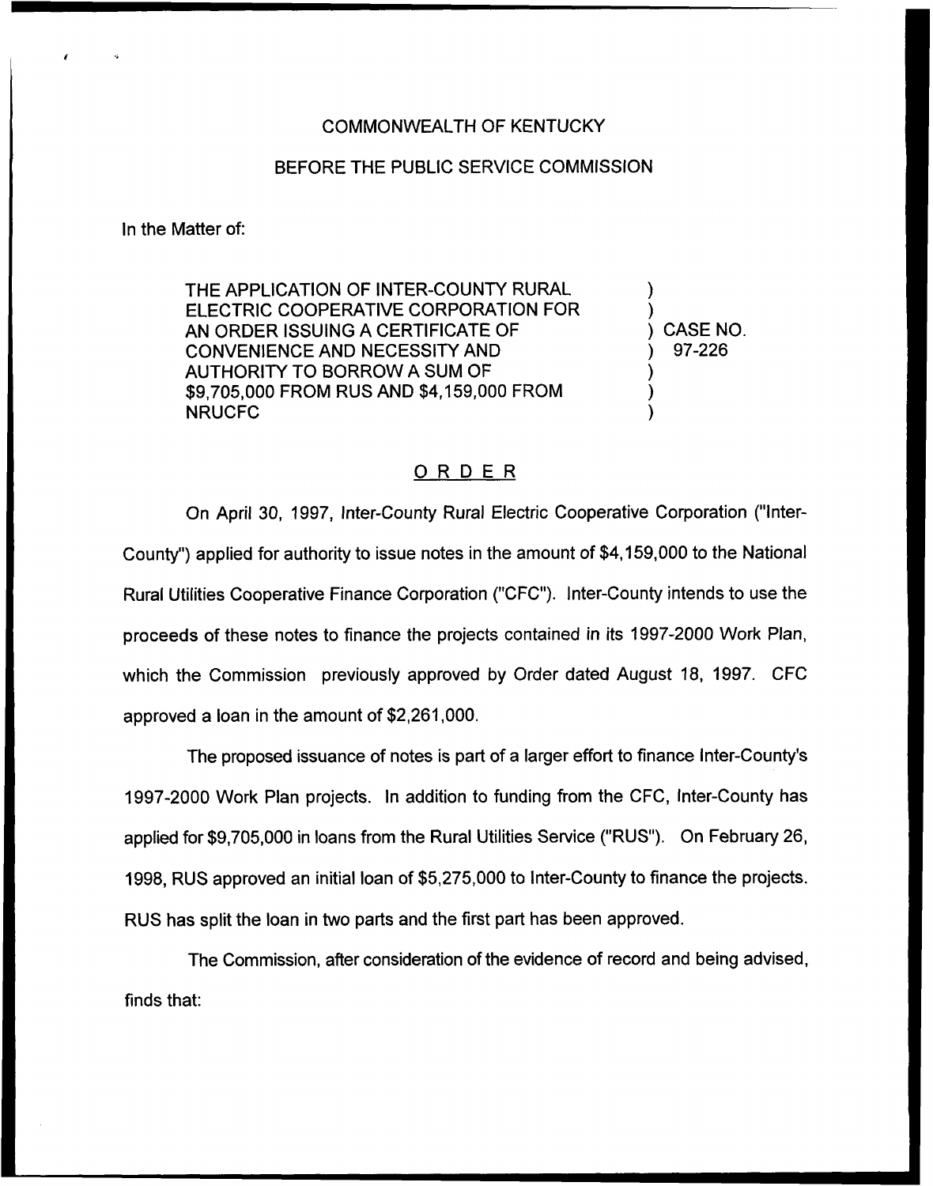COMMONWEALTH OF KENTUCKY

BEFORE THE PUBLIC SERVICE COMMISSION

In the Matter of:

| | |
|---|---|
| THE APPLICATION OF INTER-COUNTY RURAL ELECTRIC COOPERATIVE CORPORATION FOR AN ORDER ISSUING A CERTIFICATE OF CONVENIENCE AND NECESSITY AND AUTHORITY TO BORROW A SUM OF $9,705,000 FROM RUS AND $4,159,000 FROM NRUCFC | ) CASE NO. 97-226 |

## ORDER

On April 30, 1997, Inter-County Rural Electric Cooperative Corporation ("Inter-County") applied for authority to issue notes in the amount of $4,159,000 to the National Rural Utilities Cooperative Finance Corporation ("CFC"). Inter-County intends to use the proceeds of these notes to finance the projects contained in its 1997-2000 Work Plan, which the Commission previously approved by Order dated August 18, 1997. CFC approved a loan in the amount of $2,261,000.

The proposed issuance of notes is part of a larger effort to finance Inter-County's 1997-2000 Work Plan projects. In addition to funding from the CFC, Inter-County has applied for $9,705,000 in loans from the Rural Utilities Service ("RUS"). On February 26, 1998, RUS approved an initial loan of $5,275,000 to Inter-County to finance the projects. RUS has split the loan in two parts and the first part has been approved.

The Commission, after consideration of the evidence of record and being advised, finds that: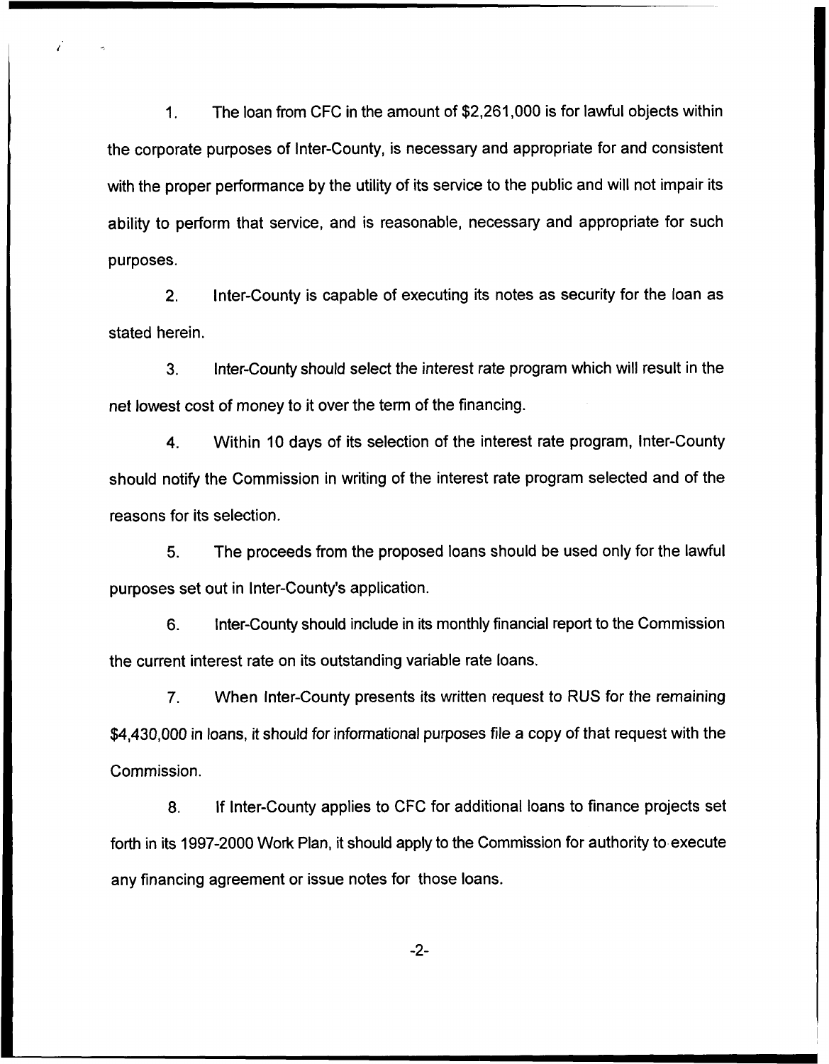1. The loan from CFC in the amount of $2,261,000 is for lawful objects within the corporate purposes of Inter-County, is necessary and appropriate for and consistent with the proper performance by the utility of its service to the public and will not impair its ability to perform that service, and is reasonable, necessary and appropriate for such purposes.

2. Inter-County is capable of executing its notes as security for the loan as stated herein.

3. Inter-County should select the interest rate program which will result in the net lowest cost of money to it over the term of the financing.

4. Within 10 days of its selection of the interest rate program, Inter-County should notify the Commission in writing of the interest rate program selected and of the reasons for its selection.

5. The proceeds from the proposed loans should be used only for the lawful purposes set out in Inter-County's application.

6. Inter-County should include in its monthly financial report to the Commission the current interest rate on its outstanding variable rate loans.

7. When Inter-County presents its written request to RUS for the remaining $4,430,000 in loans, it should for informational purposes file a copy of that request with the Commission.

8. If Inter-County applies to CFC for additional loans to finance projects set forth in its 1997-2000 Work Plan, it should apply to the Commission for authority to execute any financing agreement or issue notes for those loans.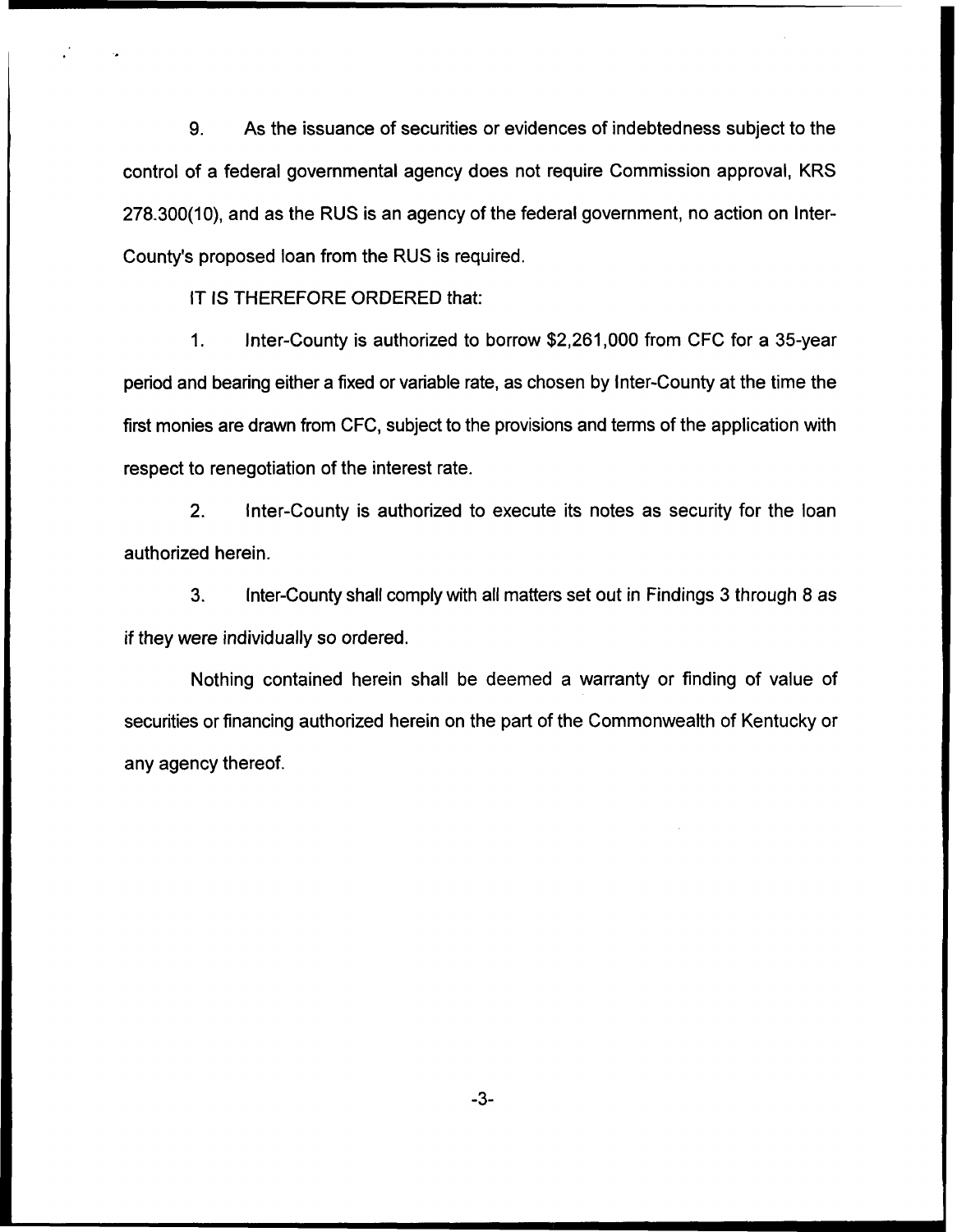9. As the issuance of securities or evidences of indebtedness subject to the control of a federal governmental agency does not require Commission approval, KRS 278.300(10), and as the RUS is an agency of the federal government, no action on Inter-County's proposed loan from the RUS is required.

IT IS THEREFORE ORDERED that:

1. Inter-County is authorized to borrow $2,261,000 from CFC for a 35-year period and bearing either a fixed or variable rate, as chosen by Inter-County at the time the first monies are drawn from CFC, subject to the provisions and terms of the application with respect to renegotiation of the interest rate.

2. Inter-County is authorized to execute its notes as security for the loan authorized herein.

3. Inter-County shall comply with all matters set out in Findings 3 through 8 as if they were individually so ordered.

Nothing contained herein shall be deemed a warranty or finding of value of securities or financing authorized herein on the part of the Commonwealth of Kentucky or any agency thereof.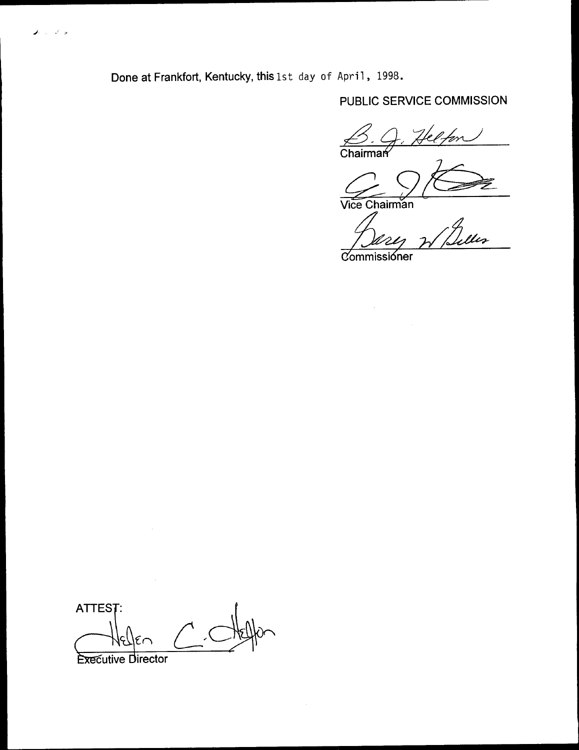Done at Frankfort, Kentucky, this 1st day of April, 1998.

PUBLIC SERVICE COMMISSION

Chairman

Vice Chairman

Commissioner

ATTEST:

Executive Director